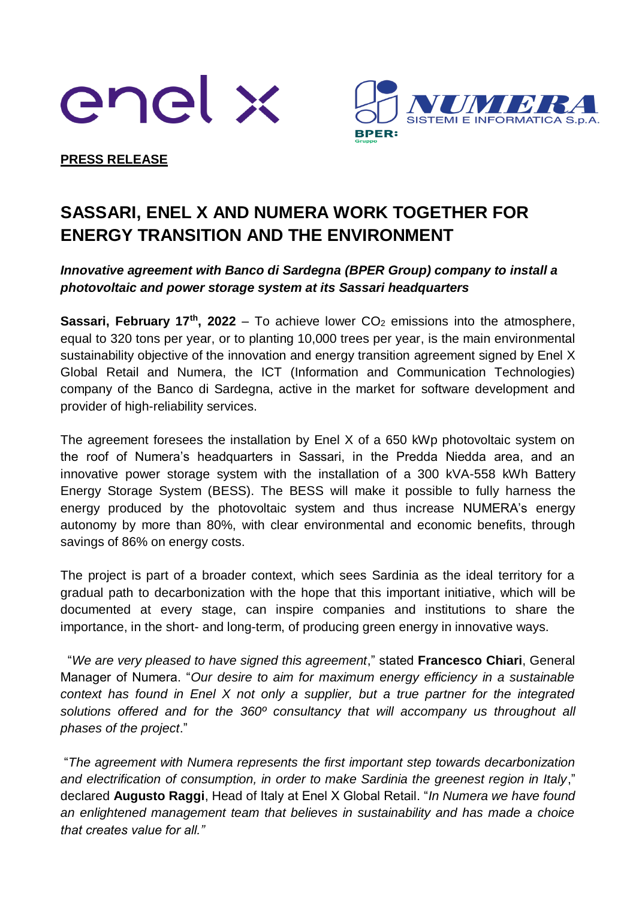**PRESS RELEASE**

# SASSARI, ENEL X AND NUMERA WORK TOGETHER FOR ENERGY TRANSITION AND THE ENVIRONMENT

***Innovative agreement with Banco di Sardegna (BPER Group) company to install a photovoltaic and power storage system at its Sassari headquarters***

**Sassari, February 17th, 2022** – To achieve lower $CO_2$ emissions into the atmosphere, equal to 320 tons per year, or to planting 10,000 trees per year, is the main environmental sustainability objective of the innovation and energy transition agreement signed by Enel X Global Retail and Numera, the ICT (Information and Communication Technologies) company of the Banco di Sardegna, active in the market for software development and provider of high-reliability services.

The agreement foresees the installation by Enel X of a 650 kWp photovoltaic system on the roof of Numera's headquarters in Sassari, in the Predda Niedda area, and an innovative power storage system with the installation of a 300 kVA-558 kWh Battery Energy Storage System (BESS). The BESS will make it possible to fully harness the energy produced by the photovoltaic system and thus increase NUMERA's energy autonomy by more than 80%, with clear environmental and economic benefits, through savings of 86% on energy costs.

The project is part of a broader context, which sees Sardinia as the ideal territory for a gradual path to decarbonization with the hope that this important initiative, which will be documented at every stage, can inspire companies and institutions to share the importance, in the short- and long-term, of producing green energy in innovative ways.

"*We are very pleased to have signed this agreement*," stated **Francesco Chiari**, General Manager of Numera. "*Our desire to aim for maximum energy efficiency in a sustainable context has found in Enel X not only a supplier, but a true partner for the integrated solutions offered and for the 360º consultancy that will accompany us throughout all phases of the project*."

"*The agreement with Numera represents the first important step towards decarbonization and electrification of consumption, in order to make Sardinia the greenest region in Italy*," declared **Augusto Raggi**, Head of Italy at Enel X Global Retail. "*In Numera we have found an enlightened management team that believes in sustainability and has made a choice that creates value for all.*"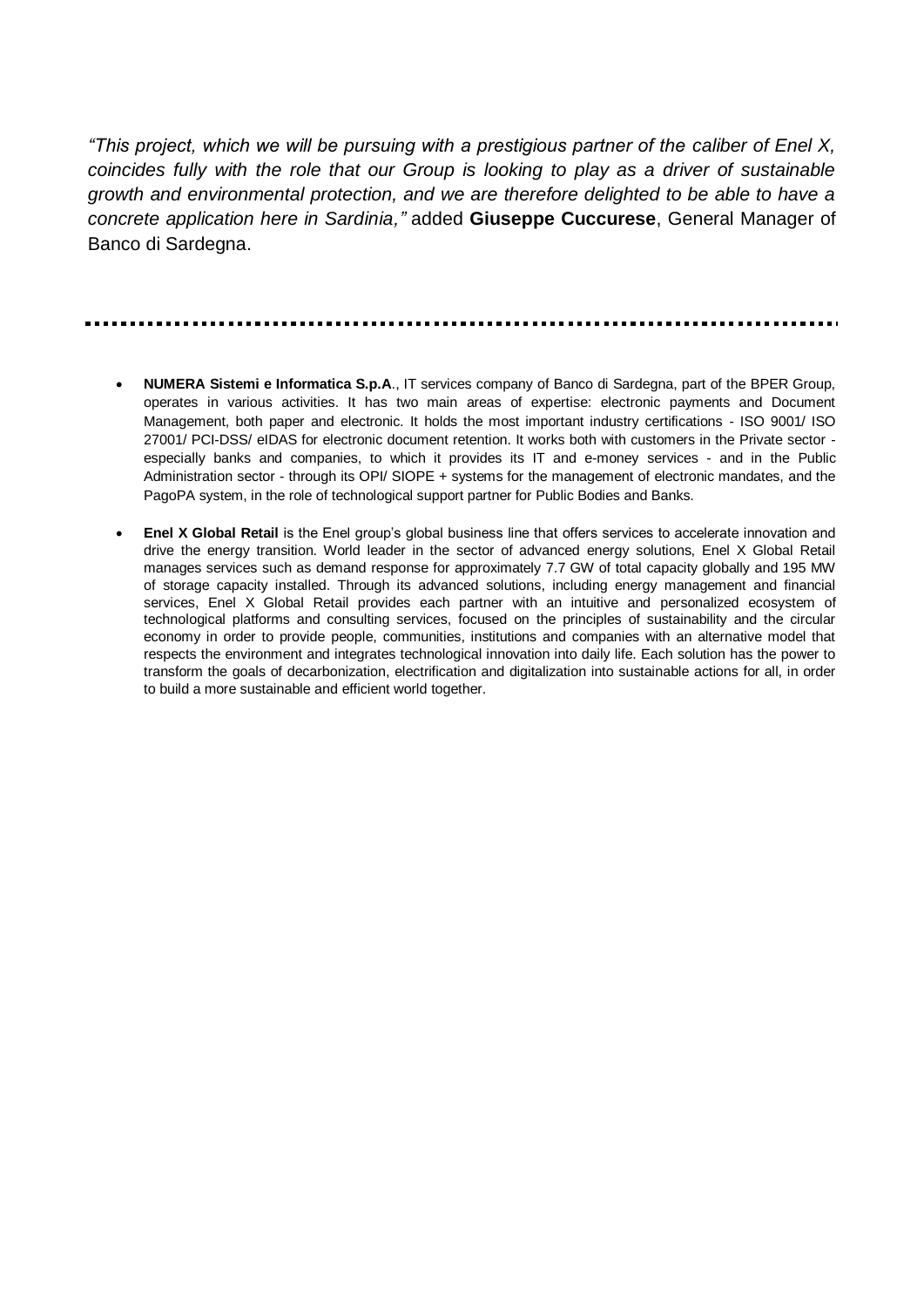*"This project, which we will be pursuing with a prestigious partner of the caliber of Enel X, coincides fully with the role that our Group is looking to play as a driver of sustainable growth and environmental protection, and we are therefore delighted to be able to have a concrete application here in Sardinia,"* added **Giuseppe Cuccurese**, General Manager of Banco di Sardegna.

---

- **NUMERA Sistemi e Informatica S.p.A**., IT services company of Banco di Sardegna, part of the BPER Group, operates in various activities. It has two main areas of expertise: electronic payments and Document Management, both paper and electronic. It holds the most important industry certifications - ISO 9001/ ISO 27001/ PCI-DSS/ eIDAS for electronic document retention. It works both with customers in the Private sector - especially banks and companies, to which it provides its IT and e-money services - and in the Public Administration sector - through its OPI/ SIOPE + systems for the management of electronic mandates, and the PagoPA system, in the role of technological support partner for Public Bodies and Banks.

- **Enel X Global Retail** is the Enel group's global business line that offers services to accelerate innovation and drive the energy transition. World leader in the sector of advanced energy solutions, Enel X Global Retail manages services such as demand response for approximately 7.7 GW of total capacity globally and 195 MW of storage capacity installed. Through its advanced solutions, including energy management and financial services, Enel X Global Retail provides each partner with an intuitive and personalized ecosystem of technological platforms and consulting services, focused on the principles of sustainability and the circular economy in order to provide people, communities, institutions and companies with an alternative model that respects the environment and integrates technological innovation into daily life. Each solution has the power to transform the goals of decarbonization, electrification and digitalization into sustainable actions for all, in order to build a more sustainable and efficient world together.